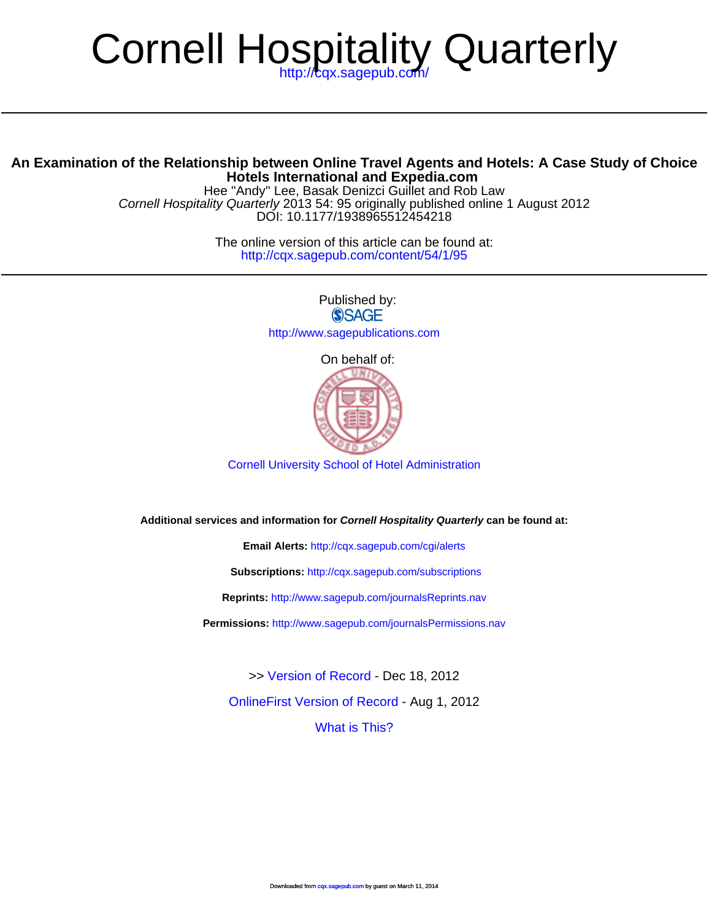# Cornell Hospitality Quarterly

http://cqx.sagepub.com/

## An Examination of the Relationship between Online Travel Agents and Hotels: A Case Study of Choice Hotels International and Expedia.com

Hee "Andy" Lee, Basak Denizci Guillet and Rob Law

*Cornell Hospitality Quarterly* 2013 54: 95 originally published online 1 August 2012

DOI: 10.1177/1938965512454218

The online version of this article can be found at:

http://cqx.sagepub.com/content/54/1/95

Published by:

SAGE

http://www.sagepublications.com

On behalf of:

Cornell University School of Hotel Administration

**Additional services and information for *Cornell Hospitality Quarterly* can be found at:**

**Email Alerts:** http://cqx.sagepub.com/cgi/alerts

**Subscriptions:** http://cqx.sagepub.com/subscriptions

**Reprints:** http://www.sagepub.com/journalsReprints.nav

**Permissions:** http://www.sagepub.com/journalsPermissions.nav

>> Version of Record - Dec 18, 2012

OnlineFirst Version of Record - Aug 1, 2012

What is This?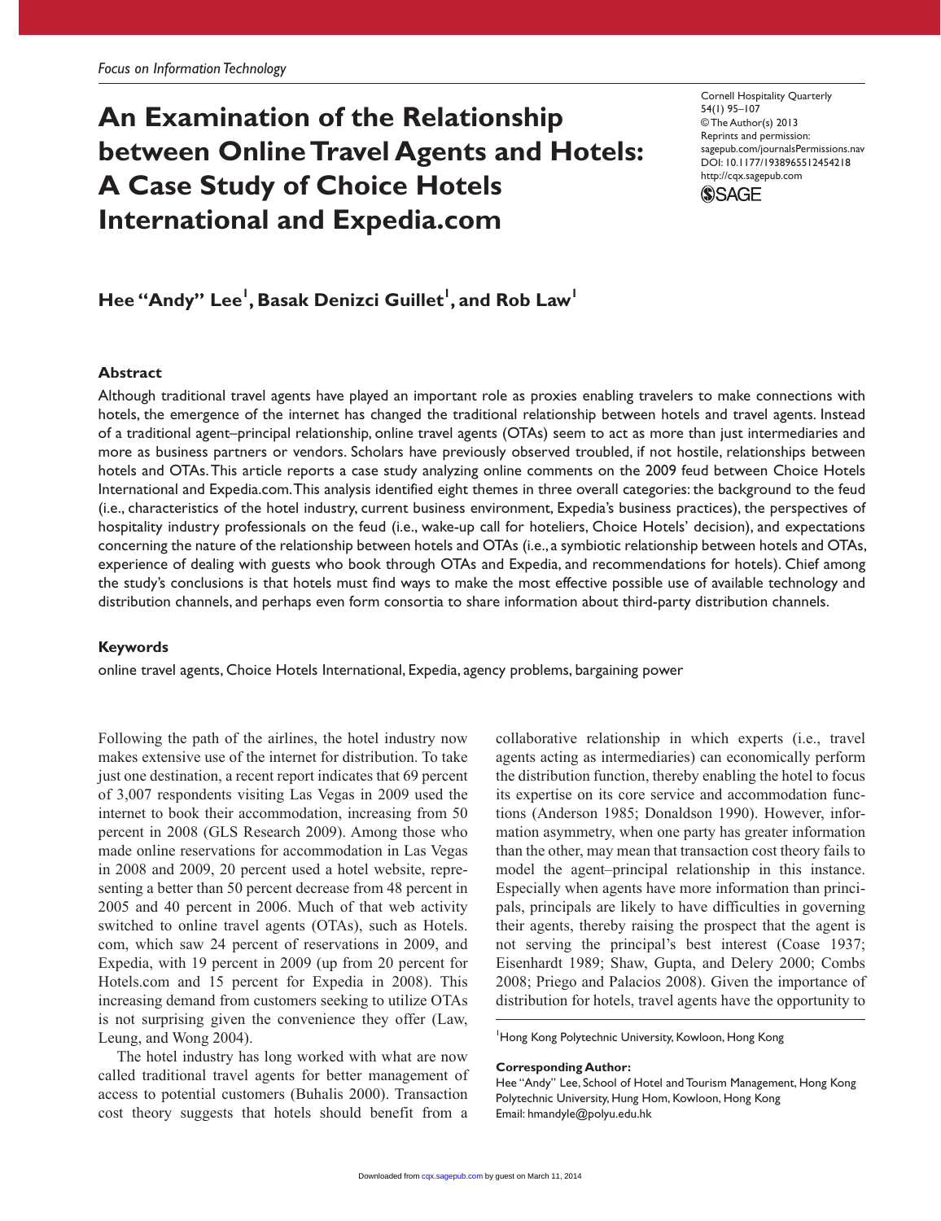*Focus on Information Technology*

# An Examination of the Relationship between Online Travel Agents and Hotels: A Case Study of Choice Hotels International and Expedia.com

Cornell Hospitality Quarterly
54(1) 95–107
© The Author(s) 2013
Reprints and permission: sagepub.com/journalsPermissions.nav
DOI: 10.1177/1938965512454218
http://cqx.sagepub.com

**Hee "Andy" Lee[1], Basak Denizci Guillet[1], and Rob Law[1]**

## Abstract

Although traditional travel agents have played an important role as proxies enabling travelers to make connections with hotels, the emergence of the internet has changed the traditional relationship between hotels and travel agents. Instead of a traditional agent–principal relationship, online travel agents (OTAs) seem to act as more than just intermediaries and more as business partners or vendors. Scholars have previously observed troubled, if not hostile, relationships between hotels and OTAs. This article reports a case study analyzing online comments on the 2009 feud between Choice Hotels International and Expedia.com. This analysis identified eight themes in three overall categories: the background to the feud (i.e., characteristics of the hotel industry, current business environment, Expedia's business practices), the perspectives of hospitality industry professionals on the feud (i.e., wake-up call for hoteliers, Choice Hotels' decision), and expectations concerning the nature of the relationship between hotels and OTAs (i.e., a symbiotic relationship between hotels and OTAs, experience of dealing with guests who book through OTAs and Expedia, and recommendations for hotels). Chief among the study's conclusions is that hotels must find ways to make the most effective possible use of available technology and distribution channels, and perhaps even form consortia to share information about third-party distribution channels.

### Keywords

online travel agents, Choice Hotels International, Expedia, agency problems, bargaining power

Following the path of the airlines, the hotel industry now makes extensive use of the internet for distribution. To take just one destination, a recent report indicates that 69 percent of 3,007 respondents visiting Las Vegas in 2009 used the internet to book their accommodation, increasing from 50 percent in 2008 (GLS Research 2009). Among those who made online reservations for accommodation in Las Vegas in 2008 and 2009, 20 percent used a hotel website, representing a better than 50 percent decrease from 48 percent in 2005 and 40 percent in 2006. Much of that web activity switched to online travel agents (OTAs), such as Hotels.com, which saw 24 percent of reservations in 2009, and Expedia, with 19 percent in 2009 (up from 20 percent for Hotels.com and 15 percent for Expedia in 2008). This increasing demand from customers seeking to utilize OTAs is not surprising given the convenience they offer (Law, Leung, and Wong 2004).

The hotel industry has long worked with what are now called traditional travel agents for better management of access to potential customers (Buhalis 2000). Transaction cost theory suggests that hotels should benefit from a collaborative relationship in which experts (i.e., travel agents acting as intermediaries) can economically perform the distribution function, thereby enabling the hotel to focus its expertise on its core service and accommodation functions (Anderson 1985; Donaldson 1990). However, information asymmetry, when one party has greater information than the other, may mean that transaction cost theory fails to model the agent–principal relationship in this instance. Especially when agents have more information than principals, principals are likely to have difficulties in governing their agents, thereby raising the prospect that the agent is not serving the principal's best interest (Coase 1937; Eisenhardt 1989; Shaw, Gupta, and Delery 2000; Combs 2008; Priego and Palacios 2008). Given the importance of distribution for hotels, travel agents have the opportunity to

[1]Hong Kong Polytechnic University, Kowloon, Hong Kong

**Corresponding Author:**
Hee "Andy" Lee, School of Hotel and Tourism Management, Hong Kong Polytechnic University, Hung Hom, Kowloon, Hong Kong
Email: hmandyle@polyu.edu.hk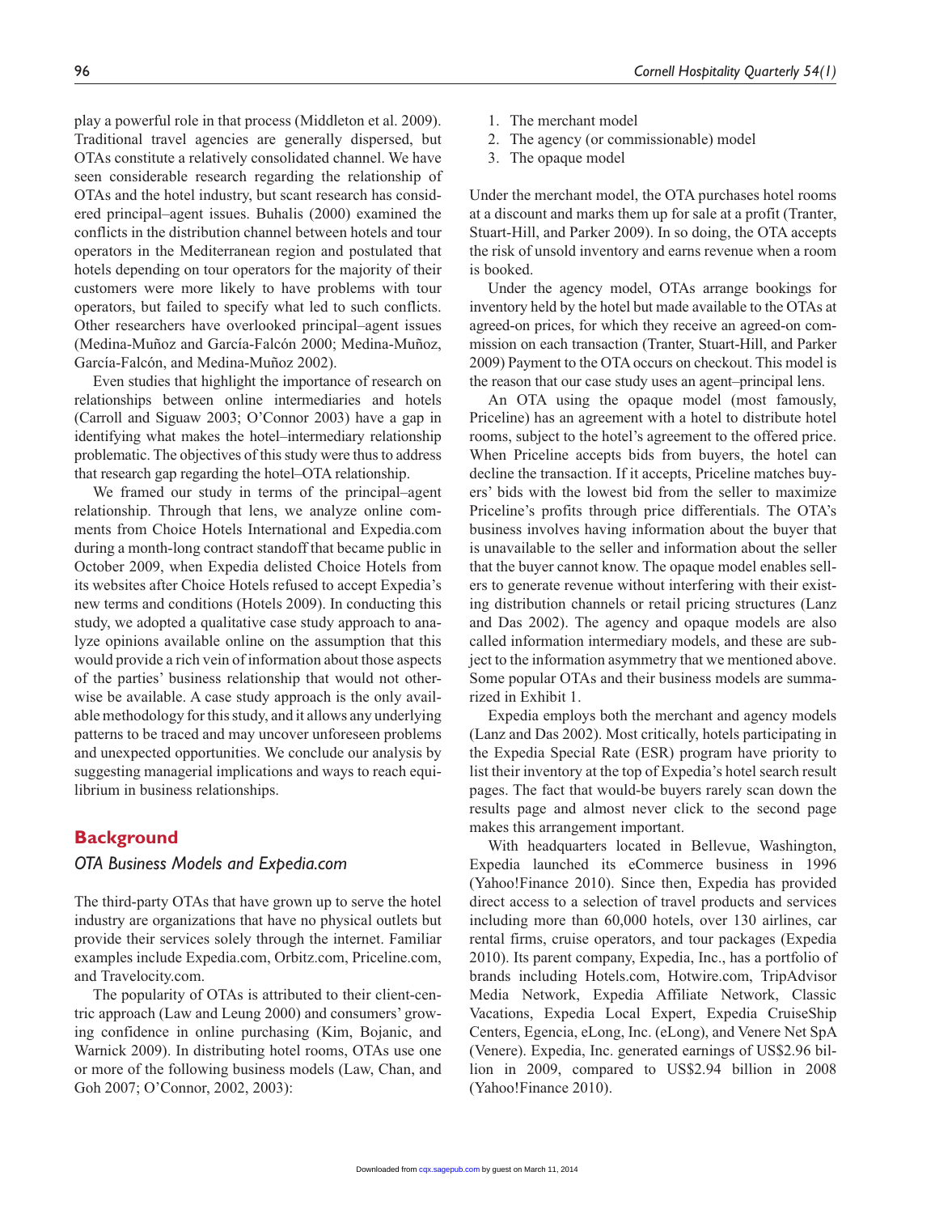play a powerful role in that process (Middleton et al. 2009). Traditional travel agencies are generally dispersed, but OTAs constitute a relatively consolidated channel. We have seen considerable research regarding the relationship of OTAs and the hotel industry, but scant research has considered principal–agent issues. Buhalis (2000) examined the conflicts in the distribution channel between hotels and tour operators in the Mediterranean region and postulated that hotels depending on tour operators for the majority of their customers were more likely to have problems with tour operators, but failed to specify what led to such conflicts. Other researchers have overlooked principal–agent issues (Medina-Muñoz and García-Falcón 2000; Medina-Muñoz, García-Falcón, and Medina-Muñoz 2002).

Even studies that highlight the importance of research on relationships between online intermediaries and hotels (Carroll and Siguaw 2003; O'Connor 2003) have a gap in identifying what makes the hotel–intermediary relationship problematic. The objectives of this study were thus to address that research gap regarding the hotel–OTA relationship.

We framed our study in terms of the principal–agent relationship. Through that lens, we analyze online comments from Choice Hotels International and Expedia.com during a month-long contract standoff that became public in October 2009, when Expedia delisted Choice Hotels from its websites after Choice Hotels refused to accept Expedia's new terms and conditions (Hotels 2009). In conducting this study, we adopted a qualitative case study approach to analyze opinions available online on the assumption that this would provide a rich vein of information about those aspects of the parties' business relationship that would not otherwise be available. A case study approach is the only available methodology for this study, and it allows any underlying patterns to be traced and may uncover unforeseen problems and unexpected opportunities. We conclude our analysis by suggesting managerial implications and ways to reach equilibrium in business relationships.

## Background

### *OTA Business Models and Expedia.com*

The third-party OTAs that have grown up to serve the hotel industry are organizations that have no physical outlets but provide their services solely through the internet. Familiar examples include Expedia.com, Orbitz.com, Priceline.com, and Travelocity.com.

The popularity of OTAs is attributed to their client-centric approach (Law and Leung 2000) and consumers' growing confidence in online purchasing (Kim, Bojanic, and Warnick 2009). In distributing hotel rooms, OTAs use one or more of the following business models (Law, Chan, and Goh 2007; O'Connor, 2002, 2003):

1. The merchant model
2. The agency (or commissionable) model
3. The opaque model

Under the merchant model, the OTA purchases hotel rooms at a discount and marks them up for sale at a profit (Tranter, Stuart-Hill, and Parker 2009). In so doing, the OTA accepts the risk of unsold inventory and earns revenue when a room is booked.

Under the agency model, OTAs arrange bookings for inventory held by the hotel but made available to the OTAs at agreed-on prices, for which they receive an agreed-on commission on each transaction (Tranter, Stuart-Hill, and Parker 2009) Payment to the OTA occurs on checkout. This model is the reason that our case study uses an agent–principal lens.

An OTA using the opaque model (most famously, Priceline) has an agreement with a hotel to distribute hotel rooms, subject to the hotel's agreement to the offered price. When Priceline accepts bids from buyers, the hotel can decline the transaction. If it accepts, Priceline matches buyers' bids with the lowest bid from the seller to maximize Priceline's profits through price differentials. The OTA's business involves having information about the buyer that is unavailable to the seller and information about the seller that the buyer cannot know. The opaque model enables sellers to generate revenue without interfering with their existing distribution channels or retail pricing structures (Lanz and Das 2002). The agency and opaque models are also called information intermediary models, and these are subject to the information asymmetry that we mentioned above. Some popular OTAs and their business models are summarized in Exhibit 1.

Expedia employs both the merchant and agency models (Lanz and Das 2002). Most critically, hotels participating in the Expedia Special Rate (ESR) program have priority to list their inventory at the top of Expedia's hotel search result pages. The fact that would-be buyers rarely scan down the results page and almost never click to the second page makes this arrangement important.

With headquarters located in Bellevue, Washington, Expedia launched its eCommerce business in 1996 (Yahoo!Finance 2010). Since then, Expedia has provided direct access to a selection of travel products and services including more than 60,000 hotels, over 130 airlines, car rental firms, cruise operators, and tour packages (Expedia 2010). Its parent company, Expedia, Inc., has a portfolio of brands including Hotels.com, Hotwire.com, TripAdvisor Media Network, Expedia Affiliate Network, Classic Vacations, Expedia Local Expert, Expedia CruiseShip Centers, Egencia, eLong, Inc. (eLong), and Venere Net SpA (Venere). Expedia, Inc. generated earnings of US$2.96 billion in 2009, compared to US$2.94 billion in 2008 (Yahoo!Finance 2010).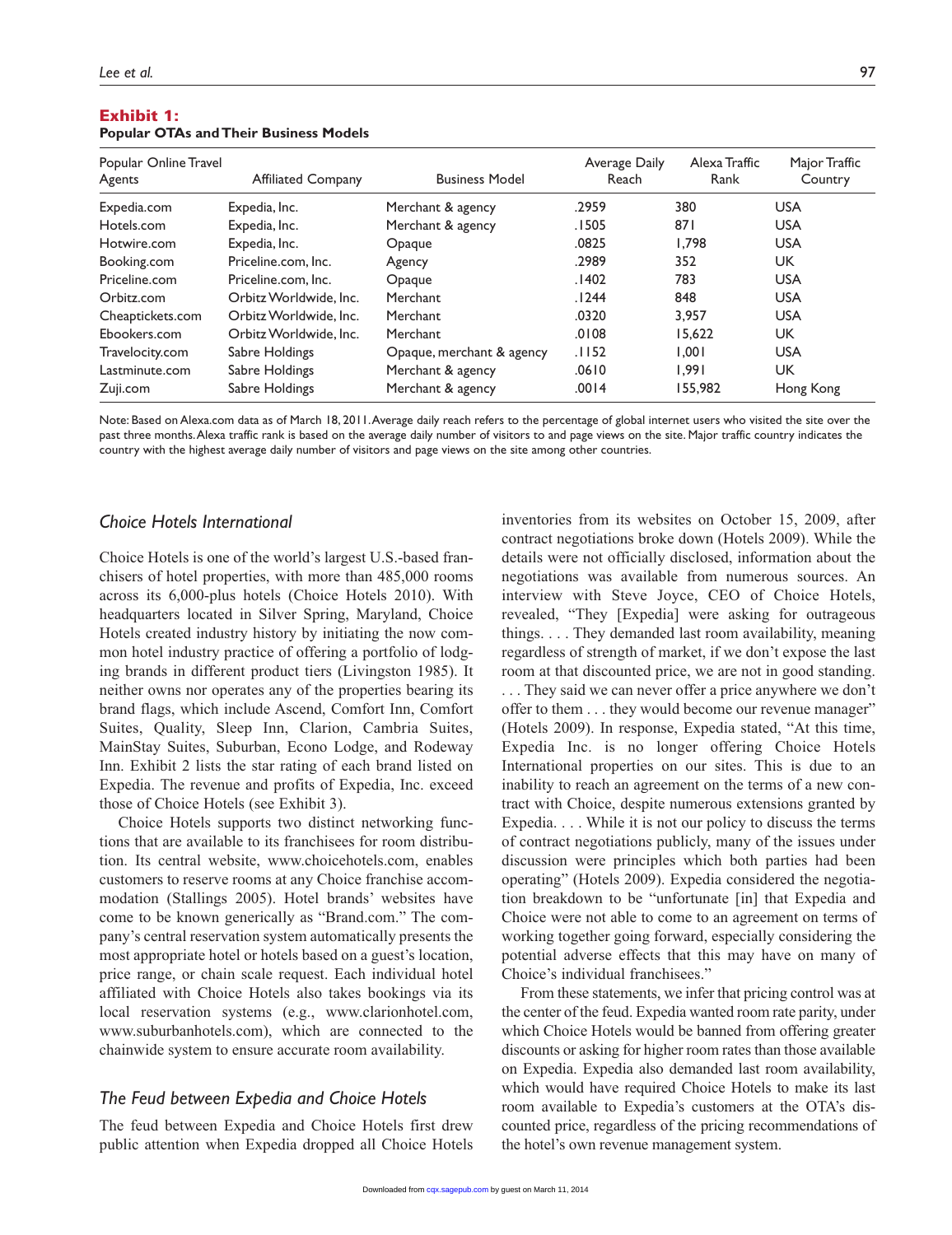**Exhibit 1:**
**Popular OTAs and Their Business Models**

| Popular Online Travel Agents | Affiliated Company | Business Model | Average Daily Reach | Alexa Traffic Rank | Major Traffic Country |
|---|---|---|---|---|---|
| Expedia.com | Expedia, Inc. | Merchant & agency | .2959 | 380 | USA |
| Hotels.com | Expedia, Inc. | Merchant & agency | .1505 | 871 | USA |
| Hotwire.com | Expedia, Inc. | Opaque | .0825 | 1,798 | USA |
| Booking.com | Priceline.com, Inc. | Agency | .2989 | 352 | UK |
| Priceline.com | Priceline.com, Inc. | Opaque | .1402 | 783 | USA |
| Orbitz.com | Orbitz Worldwide, Inc. | Merchant | .1244 | 848 | USA |
| Cheaptickets.com | Orbitz Worldwide, Inc. | Merchant | .0320 | 3,957 | USA |
| Ebookers.com | Orbitz Worldwide, Inc. | Merchant | .0108 | 15,622 | UK |
| Travelocity.com | Sabre Holdings | Opaque, merchant & agency | .1152 | 1,001 | USA |
| Lastminute.com | Sabre Holdings | Merchant & agency | .0610 | 1,991 | UK |
| Zuji.com | Sabre Holdings | Merchant & agency | .0014 | 155,982 | Hong Kong |

Note: Based on Alexa.com data as of March 18, 2011. Average daily reach refers to the percentage of global internet users who visited the site over the past three months. Alexa traffic rank is based on the average daily number of visitors to and page views on the site. Major traffic country indicates the country with the highest average daily number of visitors and page views on the site among other countries.

### *Choice Hotels International*

Choice Hotels is one of the world's largest U.S.-based franchisers of hotel properties, with more than 485,000 rooms across its 6,000-plus hotels (Choice Hotels 2010). With headquarters located in Silver Spring, Maryland, Choice Hotels created industry history by initiating the now common hotel industry practice of offering a portfolio of lodging brands in different product tiers (Livingston 1985). It neither owns nor operates any of the properties bearing its brand flags, which include Ascend, Comfort Inn, Comfort Suites, Quality, Sleep Inn, Clarion, Cambria Suites, MainStay Suites, Suburban, Econo Lodge, and Rodeway Inn. Exhibit 2 lists the star rating of each brand listed on Expedia. The revenue and profits of Expedia, Inc. exceed those of Choice Hotels (see Exhibit 3).

Choice Hotels supports two distinct networking functions that are available to its franchisees for room distribution. Its central website, www.choicehotels.com, enables customers to reserve rooms at any Choice franchise accommodation (Stallings 2005). Hotel brands' websites have come to be known generically as "Brand.com." The company's central reservation system automatically presents the most appropriate hotel or hotels based on a guest's location, price range, or chain scale request. Each individual hotel affiliated with Choice Hotels also takes bookings via its local reservation systems (e.g., www.clarionhotel.com, www.suburbanhotels.com), which are connected to the chainwide system to ensure accurate room availability.

### *The Feud between Expedia and Choice Hotels*

The feud between Expedia and Choice Hotels first drew public attention when Expedia dropped all Choice Hotels inventories from its websites on October 15, 2009, after contract negotiations broke down (Hotels 2009). While the details were not officially disclosed, information about the negotiations was available from numerous sources. An interview with Steve Joyce, CEO of Choice Hotels, revealed, "They [Expedia] were asking for outrageous things. . . . They demanded last room availability, meaning regardless of strength of market, if we don't expose the last room at that discounted price, we are not in good standing. . . . They said we can never offer a price anywhere we don't offer to them . . . they would become our revenue manager" (Hotels 2009). In response, Expedia stated, "At this time, Expedia Inc. is no longer offering Choice Hotels International properties on our sites. This is due to an inability to reach an agreement on the terms of a new contract with Choice, despite numerous extensions granted by Expedia. . . . While it is not our policy to discuss the terms of contract negotiations publicly, many of the issues under discussion were principles which both parties had been operating" (Hotels 2009). Expedia considered the negotiation breakdown to be "unfortunate [in] that Expedia and Choice were not able to come to an agreement on terms of working together going forward, especially considering the potential adverse effects that this may have on many of Choice's individual franchisees."

From these statements, we infer that pricing control was at the center of the feud. Expedia wanted room rate parity, under which Choice Hotels would be banned from offering greater discounts or asking for higher room rates than those available on Expedia. Expedia also demanded last room availability, which would have required Choice Hotels to make its last room available to Expedia's customers at the OTA's discounted price, regardless of the pricing recommendations of the hotel's own revenue management system.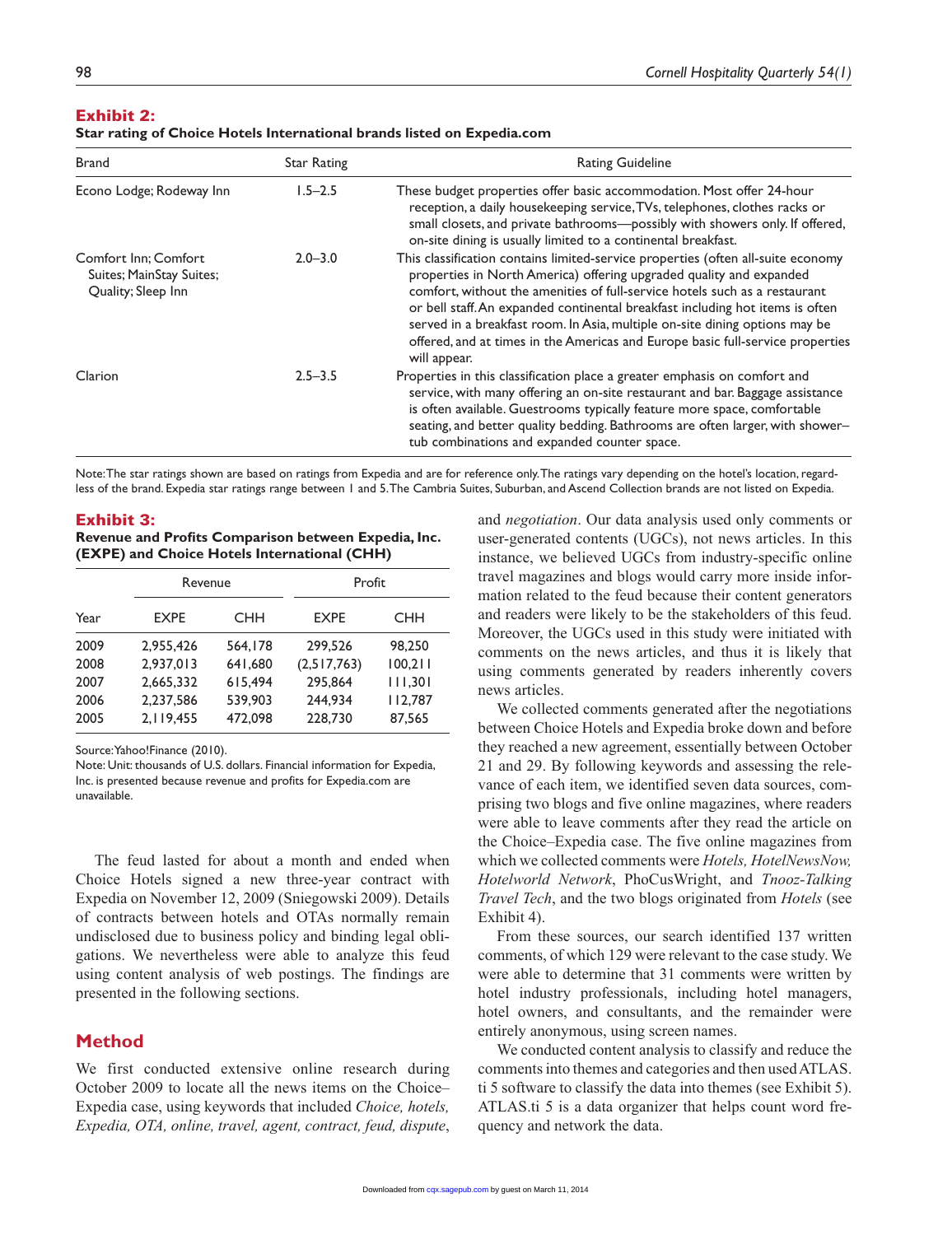**Exhibit 2:**
**Star rating of Choice Hotels International brands listed on Expedia.com**

| Brand | Star Rating | Rating Guideline |
|---|---|---|
| Econo Lodge; Rodeway Inn | 1.5–2.5 | These budget properties offer basic accommodation. Most offer 24-hour reception, a daily housekeeping service, TVs, telephones, clothes racks or small closets, and private bathrooms—possibly with showers only. If offered, on-site dining is usually limited to a continental breakfast. |
| Comfort Inn; Comfort Suites; MainStay Suites; Quality; Sleep Inn | 2.0–3.0 | This classification contains limited-service properties (often all-suite economy properties in North America) offering upgraded quality and expanded comfort, without the amenities of full-service hotels such as a restaurant or bell staff. An expanded continental breakfast including hot items is often served in a breakfast room. In Asia, multiple on-site dining options may be offered, and at times in the Americas and Europe basic full-service properties will appear. |
| Clarion | 2.5–3.5 | Properties in this classification place a greater emphasis on comfort and service, with many offering an on-site restaurant and bar. Baggage assistance is often available. Guestrooms typically feature more space, comfortable seating, and better quality bedding. Bathrooms are often larger, with shower–tub combinations and expanded counter space. |

Note: The star ratings shown are based on ratings from Expedia and are for reference only. The ratings vary depending on the hotel's location, regardless of the brand. Expedia star ratings range between 1 and 5. The Cambria Suites, Suburban, and Ascend Collection brands are not listed on Expedia.

**Exhibit 3:**
**Revenue and Profits Comparison between Expedia, Inc. (EXPE) and Choice Hotels International (CHH)**

| | Revenue | | Profit | |
|---|---|---|---|---|
| Year | EXPE | CHH | EXPE | CHH |
| 2009 | 2,955,426 | 564,178 | 299,526 | 98,250 |
| 2008 | 2,937,013 | 641,680 | (2,517,763) | 100,211 |
| 2007 | 2,665,332 | 615,494 | 295,864 | 111,301 |
| 2006 | 2,237,586 | 539,903 | 244,934 | 112,787 |
| 2005 | 2,119,455 | 472,098 | 228,730 | 87,565 |

Source: Yahoo!Finance (2010).
Note: Unit: thousands of U.S. dollars. Financial information for Expedia, Inc. is presented because revenue and profits for Expedia.com are unavailable.

The feud lasted for about a month and ended when Choice Hotels signed a new three-year contract with Expedia on November 12, 2009 (Sniegowski 2009). Details of contracts between hotels and OTAs normally remain undisclosed due to business policy and binding legal obligations. We nevertheless were able to analyze this feud using content analysis of web postings. The findings are presented in the following sections.

## Method

We first conducted extensive online research during October 2009 to locate all the news items on the Choice–Expedia case, using keywords that included *Choice, hotels, Expedia, OTA, online, travel, agent, contract, feud, dispute*, and *negotiation*. Our data analysis used only comments or user-generated contents (UGCs), not news articles. In this instance, we believed UGCs from industry-specific online travel magazines and blogs would carry more inside information related to the feud because their content generators and readers were likely to be the stakeholders of this feud. Moreover, the UGCs used in this study were initiated with comments on the news articles, and thus it is likely that using comments generated by readers inherently covers news articles.

We collected comments generated after the negotiations between Choice Hotels and Expedia broke down and before they reached a new agreement, essentially between October 21 and 29. By following keywords and assessing the relevance of each item, we identified seven data sources, comprising two blogs and five online magazines, where readers were able to leave comments after they read the article on the Choice–Expedia case. The five online magazines from which we collected comments were *Hotels, HotelNewsNow, Hotelworld Network*, PhoCusWright, and *Tnooz-Talking Travel Tech*, and the two blogs originated from *Hotels* (see Exhibit 4).

From these sources, our search identified 137 written comments, of which 129 were relevant to the case study. We were able to determine that 31 comments were written by hotel industry professionals, including hotel managers, hotel owners, and consultants, and the remainder were entirely anonymous, using screen names.

We conducted content analysis to classify and reduce the comments into themes and categories and then used ATLAS.ti 5 software to classify the data into themes (see Exhibit 5). ATLAS.ti 5 is a data organizer that helps count word frequency and network the data.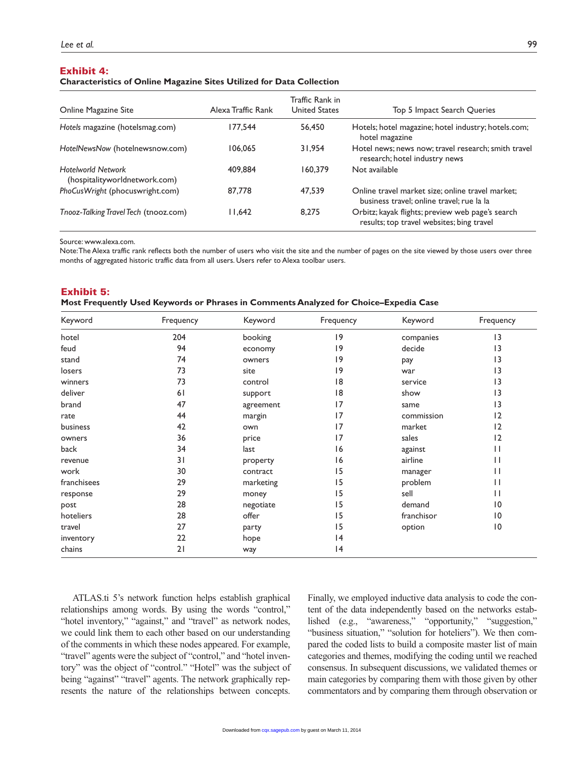**Exhibit 4:**
**Characteristics of Online Magazine Sites Utilized for Data Collection**

| Online Magazine Site | Alexa Traffic Rank | Traffic Rank in United States | Top 5 Impact Search Queries |
|---|---|---|---|
| *Hotels* magazine (hotelsmag.com) | 177,544 | 56,450 | Hotels; hotel magazine; hotel industry; hotels.com; hotel magazine |
| *HotelNewsNow* (hotelnewsnow.com) | 106,065 | 31,954 | Hotel news; news now; travel research; smith travel research; hotel industry news |
| *Hotelworld Network* (hospitalityworldnetwork.com) | 409,884 | 160,379 | Not available |
| *PhoCusWright* (phocuswright.com) | 87,778 | 47,539 | Online travel market size; online travel market; business travel; online travel; rue la la |
| *Tnooz-Talking Travel Tech* (tnooz.com) | 11,642 | 8,275 | Orbitz; kayak flights; preview web page's search results; top travel websites; bing travel |

Source: www.alexa.com.
Note: The Alexa traffic rank reflects both the number of users who visit the site and the number of pages on the site viewed by those users over three months of aggregated historic traffic data from all users. Users refer to Alexa toolbar users.

**Exhibit 5:**
**Most Frequently Used Keywords or Phrases in Comments Analyzed for Choice–Expedia Case**

| Keyword | Frequency | Keyword | Frequency | Keyword | Frequency |
|---|---|---|---|---|---|
| hotel | 204 | booking | 19 | companies | 13 |
| feud | 94 | economy | 19 | decide | 13 |
| stand | 74 | owners | 19 | pay | 13 |
| losers | 73 | site | 19 | war | 13 |
| winners | 73 | control | 18 | service | 13 |
| deliver | 61 | support | 18 | show | 13 |
| brand | 47 | agreement | 17 | same | 13 |
| rate | 44 | margin | 17 | commission | 12 |
| business | 42 | own | 17 | market | 12 |
| owners | 36 | price | 17 | sales | 12 |
| back | 34 | last | 16 | against | 11 |
| revenue | 31 | property | 16 | airline | 11 |
| work | 30 | contract | 15 | manager | 11 |
| franchisees | 29 | marketing | 15 | problem | 11 |
| response | 29 | money | 15 | sell | 11 |
| post | 28 | negotiate | 15 | demand | 10 |
| hoteliers | 28 | offer | 15 | franchisor | 10 |
| travel | 27 | party | 15 | option | 10 |
| inventory | 22 | hope | 14 | | |
| chains | 21 | way | 14 | | |

ATLAS.ti 5's network function helps establish graphical relationships among words. By using the words "control," "hotel inventory," "against," and "travel" as network nodes, we could link them to each other based on our understanding of the comments in which these nodes appeared. For example, "travel" agents were the subject of "control," and "hotel inventory" was the object of "control." "Hotel" was the subject of being "against" "travel" agents. The network graphically represents the nature of the relationships between concepts. Finally, we employed inductive data analysis to code the content of the data independently based on the networks established (e.g., "awareness," "opportunity," "suggestion," "business situation," "solution for hoteliers"). We then compared the coded lists to build a composite master list of main categories and themes, modifying the coding until we reached consensus. In subsequent discussions, we validated themes or main categories by comparing them with those given by other commentators and by comparing them through observation or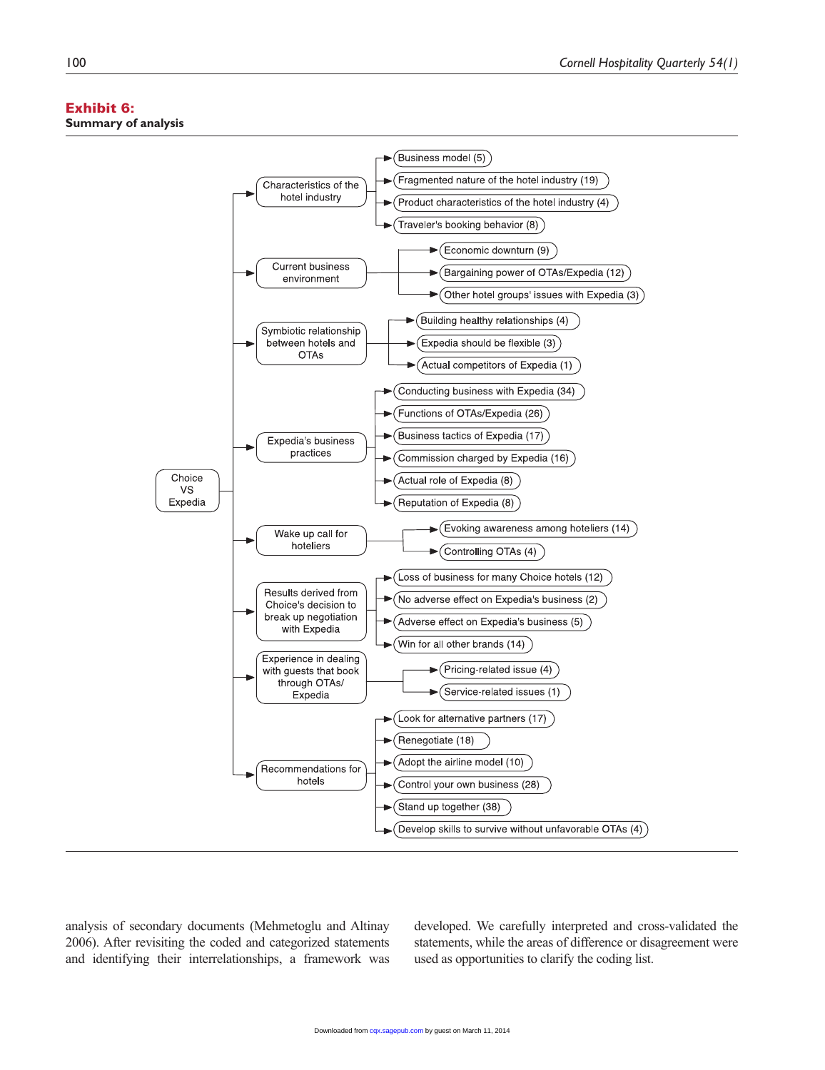**Exhibit 6:**
**Summary of analysis**

- Choice VS Expedia
  - Characteristics of the hotel industry
    - Business model (5)
    - Fragmented nature of the hotel industry (19)
    - Product characteristics of the hotel industry (4)
    - Traveler's booking behavior (8)
  - Current business environment
    - Economic downturn (9)
    - Bargaining power of OTAs/Expedia (12)
    - Other hotel groups' issues with Expedia (3)
  - Symbiotic relationship between hotels and OTAs
    - Building healthy relationships (4)
    - Expedia should be flexible (3)
    - Actual competitors of Expedia (1)
  - Expedia's business practices
    - Conducting business with Expedia (34)
    - Functions of OTAs/Expedia (26)
    - Business tactics of Expedia (17)
    - Commission charged by Expedia (16)
    - Actual role of Expedia (8)
    - Reputation of Expedia (8)
  - Wake up call for hoteliers
    - Evoking awareness among hoteliers (14)
    - Controlling OTAs (4)
  - Results derived from Choice's decision to break up negotiation with Expedia
    - Loss of business for many Choice hotels (12)
    - No adverse effect on Expedia's business (2)
    - Adverse effect on Expedia's business (5)
    - Win for all other brands (14)
  - Experience in dealing with guests that book through OTAs/Expedia
    - Pricing-related issue (4)
    - Service-related issues (1)
  - Recommendations for hotels
    - Look for alternative partners (17)
    - Renegotiate (18)
    - Adopt the airline model (10)
    - Control your own business (28)
    - Stand up together (38)
    - Develop skills to survive without unfavorable OTAs (4)

analysis of secondary documents (Mehmetoglu and Altinay 2006). After revisiting the coded and categorized statements and identifying their interrelationships, a framework was developed. We carefully interpreted and cross-validated the statements, while the areas of difference or disagreement were used as opportunities to clarify the coding list.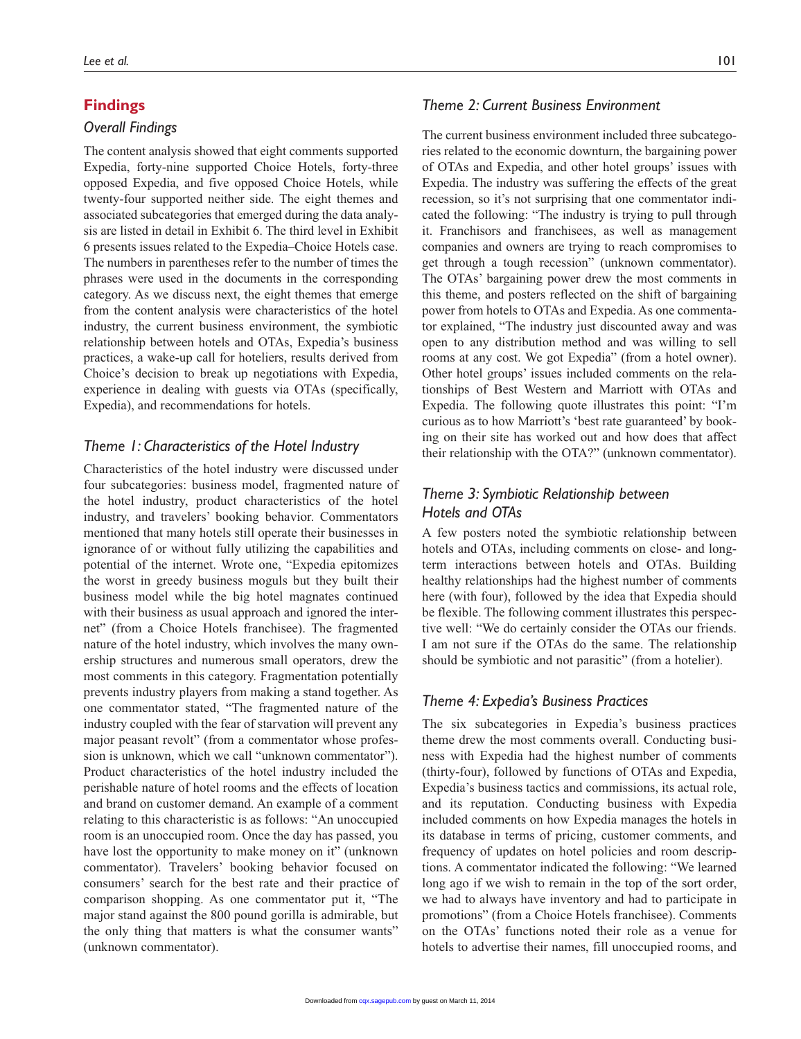## Findings

### Overall Findings

The content analysis showed that eight comments supported Expedia, forty-nine supported Choice Hotels, forty-three opposed Expedia, and five opposed Choice Hotels, while twenty-four supported neither side. The eight themes and associated subcategories that emerged during the data analysis are listed in detail in Exhibit 6. The third level in Exhibit 6 presents issues related to the Expedia–Choice Hotels case. The numbers in parentheses refer to the number of times the phrases were used in the documents in the corresponding category. As we discuss next, the eight themes that emerge from the content analysis were characteristics of the hotel industry, the current business environment, the symbiotic relationship between hotels and OTAs, Expedia's business practices, a wake-up call for hoteliers, results derived from Choice's decision to break up negotiations with Expedia, experience in dealing with guests via OTAs (specifically, Expedia), and recommendations for hotels.

### Theme 1: Characteristics of the Hotel Industry

Characteristics of the hotel industry were discussed under four subcategories: business model, fragmented nature of the hotel industry, product characteristics of the hotel industry, and travelers' booking behavior. Commentators mentioned that many hotels still operate their businesses in ignorance of or without fully utilizing the capabilities and potential of the internet. Wrote one, "Expedia epitomizes the worst in greedy business moguls but they built their business model while the big hotel magnates continued with their business as usual approach and ignored the internet" (from a Choice Hotels franchisee). The fragmented nature of the hotel industry, which involves the many ownership structures and numerous small operators, drew the most comments in this category. Fragmentation potentially prevents industry players from making a stand together. As one commentator stated, "The fragmented nature of the industry coupled with the fear of starvation will prevent any major peasant revolt" (from a commentator whose profession is unknown, which we call "unknown commentator"). Product characteristics of the hotel industry included the perishable nature of hotel rooms and the effects of location and brand on customer demand. An example of a comment relating to this characteristic is as follows: "An unoccupied room is an unoccupied room. Once the day has passed, you have lost the opportunity to make money on it" (unknown commentator). Travelers' booking behavior focused on consumers' search for the best rate and their practice of comparison shopping. As one commentator put it, "The major stand against the 800 pound gorilla is admirable, but the only thing that matters is what the consumer wants" (unknown commentator).

### Theme 2: Current Business Environment

The current business environment included three subcategories related to the economic downturn, the bargaining power of OTAs and Expedia, and other hotel groups' issues with Expedia. The industry was suffering the effects of the great recession, so it's not surprising that one commentator indicated the following: "The industry is trying to pull through it. Franchisors and franchisees, as well as management companies and owners are trying to reach compromises to get through a tough recession" (unknown commentator). The OTAs' bargaining power drew the most comments in this theme, and posters reflected on the shift of bargaining power from hotels to OTAs and Expedia. As one commentator explained, "The industry just discounted away and was open to any distribution method and was willing to sell rooms at any cost. We got Expedia" (from a hotel owner). Other hotel groups' issues included comments on the relationships of Best Western and Marriott with OTAs and Expedia. The following quote illustrates this point: "I'm curious as to how Marriott's 'best rate guaranteed' by booking on their site has worked out and how does that affect their relationship with the OTA?" (unknown commentator).

### Theme 3: Symbiotic Relationship between Hotels and OTAs

A few posters noted the symbiotic relationship between hotels and OTAs, including comments on close- and long-term interactions between hotels and OTAs. Building healthy relationships had the highest number of comments here (with four), followed by the idea that Expedia should be flexible. The following comment illustrates this perspective well: "We do certainly consider the OTAs our friends. I am not sure if the OTAs do the same. The relationship should be symbiotic and not parasitic" (from a hotelier).

### Theme 4: Expedia's Business Practices

The six subcategories in Expedia's business practices theme drew the most comments overall. Conducting business with Expedia had the highest number of comments (thirty-four), followed by functions of OTAs and Expedia, Expedia's business tactics and commissions, its actual role, and its reputation. Conducting business with Expedia included comments on how Expedia manages the hotels in its database in terms of pricing, customer comments, and frequency of updates on hotel policies and room descriptions. A commentator indicated the following: "We learned long ago if we wish to remain in the top of the sort order, we had to always have inventory and had to participate in promotions" (from a Choice Hotels franchisee). Comments on the OTAs' functions noted their role as a venue for hotels to advertise their names, fill unoccupied rooms, and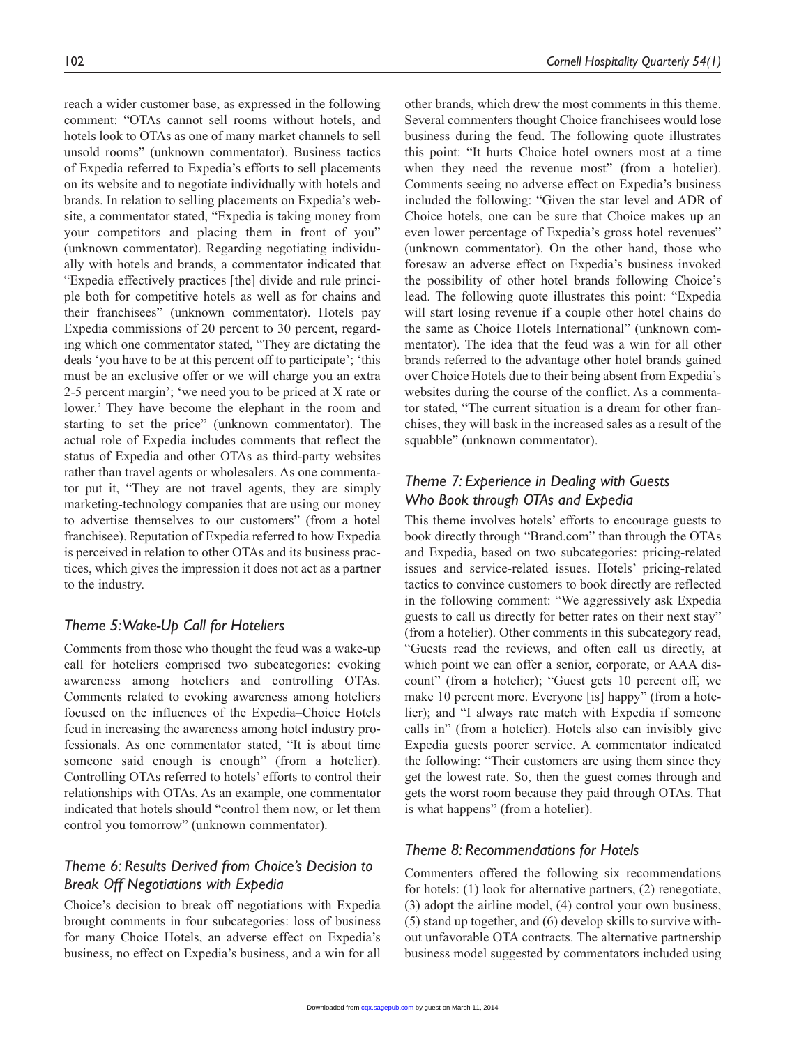reach a wider customer base, as expressed in the following comment: "OTAs cannot sell rooms without hotels, and hotels look to OTAs as one of many market channels to sell unsold rooms" (unknown commentator). Business tactics of Expedia referred to Expedia's efforts to sell placements on its website and to negotiate individually with hotels and brands. In relation to selling placements on Expedia's website, a commentator stated, "Expedia is taking money from your competitors and placing them in front of you" (unknown commentator). Regarding negotiating individually with hotels and brands, a commentator indicated that "Expedia effectively practices [the] divide and rule principle both for competitive hotels as well as for chains and their franchisees" (unknown commentator). Hotels pay Expedia commissions of 20 percent to 30 percent, regarding which one commentator stated, "They are dictating the deals 'you have to be at this percent off to participate'; 'this must be an exclusive offer or we will charge you an extra 2-5 percent margin'; 'we need you to be priced at X rate or lower.' They have become the elephant in the room and starting to set the price" (unknown commentator). The actual role of Expedia includes comments that reflect the status of Expedia and other OTAs as third-party websites rather than travel agents or wholesalers. As one commentator put it, "They are not travel agents, they are simply marketing-technology companies that are using our money to advertise themselves to our customers" (from a hotel franchisee). Reputation of Expedia referred to how Expedia is perceived in relation to other OTAs and its business practices, which gives the impression it does not act as a partner to the industry.

### *Theme 5: Wake-Up Call for Hoteliers*

Comments from those who thought the feud was a wake-up call for hoteliers comprised two subcategories: evoking awareness among hoteliers and controlling OTAs. Comments related to evoking awareness among hoteliers focused on the influences of the Expedia–Choice Hotels feud in increasing the awareness among hotel industry professionals. As one commentator stated, "It is about time someone said enough is enough" (from a hotelier). Controlling OTAs referred to hotels' efforts to control their relationships with OTAs. As an example, one commentator indicated that hotels should "control them now, or let them control you tomorrow" (unknown commentator).

### *Theme 6: Results Derived from Choice's Decision to Break Off Negotiations with Expedia*

Choice's decision to break off negotiations with Expedia brought comments in four subcategories: loss of business for many Choice Hotels, an adverse effect on Expedia's business, no effect on Expedia's business, and a win for all other brands, which drew the most comments in this theme. Several commenters thought Choice franchisees would lose business during the feud. The following quote illustrates this point: "It hurts Choice hotel owners most at a time when they need the revenue most" (from a hotelier). Comments seeing no adverse effect on Expedia's business included the following: "Given the star level and ADR of Choice hotels, one can be sure that Choice makes up an even lower percentage of Expedia's gross hotel revenues" (unknown commentator). On the other hand, those who foresaw an adverse effect on Expedia's business invoked the possibility of other hotel brands following Choice's lead. The following quote illustrates this point: "Expedia will start losing revenue if a couple other hotel chains do the same as Choice Hotels International" (unknown commentator). The idea that the feud was a win for all other brands referred to the advantage other hotel brands gained over Choice Hotels due to their being absent from Expedia's websites during the course of the conflict. As a commentator stated, "The current situation is a dream for other franchises, they will bask in the increased sales as a result of the squabble" (unknown commentator).

### *Theme 7: Experience in Dealing with Guests Who Book through OTAs and Expedia*

This theme involves hotels' efforts to encourage guests to book directly through "Brand.com" than through the OTAs and Expedia, based on two subcategories: pricing-related issues and service-related issues. Hotels' pricing-related tactics to convince customers to book directly are reflected in the following comment: "We aggressively ask Expedia guests to call us directly for better rates on their next stay" (from a hotelier). Other comments in this subcategory read, "Guests read the reviews, and often call us directly, at which point we can offer a senior, corporate, or AAA discount" (from a hotelier); "Guest gets 10 percent off, we make 10 percent more. Everyone [is] happy" (from a hotelier); and "I always rate match with Expedia if someone calls in" (from a hotelier). Hotels also can invisibly give Expedia guests poorer service. A commentator indicated the following: "Their customers are using them since they get the lowest rate. So, then the guest comes through and gets the worst room because they paid through OTAs. That is what happens" (from a hotelier).

### *Theme 8: Recommendations for Hotels*

Commenters offered the following six recommendations for hotels: (1) look for alternative partners, (2) renegotiate, (3) adopt the airline model, (4) control your own business, (5) stand up together, and (6) develop skills to survive without unfavorable OTA contracts. The alternative partnership business model suggested by commentators included using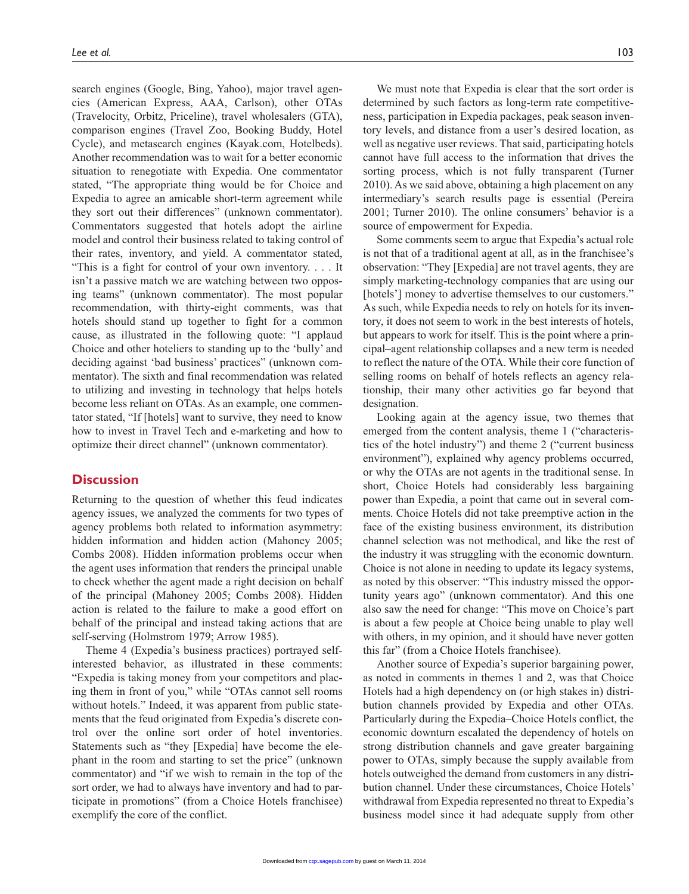search engines (Google, Bing, Yahoo), major travel agencies (American Express, AAA, Carlson), other OTAs (Travelocity, Orbitz, Priceline), travel wholesalers (GTA), comparison engines (Travel Zoo, Booking Buddy, Hotel Cycle), and metasearch engines (Kayak.com, Hotelbeds). Another recommendation was to wait for a better economic situation to renegotiate with Expedia. One commentator stated, "The appropriate thing would be for Choice and Expedia to agree an amicable short-term agreement while they sort out their differences" (unknown commentator). Commentators suggested that hotels adopt the airline model and control their business related to taking control of their rates, inventory, and yield. A commentator stated, "This is a fight for control of your own inventory. . . . It isn't a passive match we are watching between two opposing teams" (unknown commentator). The most popular recommendation, with thirty-eight comments, was that hotels should stand up together to fight for a common cause, as illustrated in the following quote: "I applaud Choice and other hoteliers to standing up to the 'bully' and deciding against 'bad business' practices" (unknown commentator). The sixth and final recommendation was related to utilizing and investing in technology that helps hotels become less reliant on OTAs. As an example, one commentator stated, "If [hotels] want to survive, they need to know how to invest in Travel Tech and e-marketing and how to optimize their direct channel" (unknown commentator).

## Discussion

Returning to the question of whether this feud indicates agency issues, we analyzed the comments for two types of agency problems both related to information asymmetry: hidden information and hidden action (Mahoney 2005; Combs 2008). Hidden information problems occur when the agent uses information that renders the principal unable to check whether the agent made a right decision on behalf of the principal (Mahoney 2005; Combs 2008). Hidden action is related to the failure to make a good effort on behalf of the principal and instead taking actions that are self-serving (Holmstrom 1979; Arrow 1985).

Theme 4 (Expedia's business practices) portrayed self-interested behavior, as illustrated in these comments: "Expedia is taking money from your competitors and placing them in front of you," while "OTAs cannot sell rooms without hotels." Indeed, it was apparent from public statements that the feud originated from Expedia's discrete control over the online sort order of hotel inventories. Statements such as "they [Expedia] have become the elephant in the room and starting to set the price" (unknown commentator) and "if we wish to remain in the top of the sort order, we had to always have inventory and had to participate in promotions" (from a Choice Hotels franchisee) exemplify the core of the conflict.

We must note that Expedia is clear that the sort order is determined by such factors as long-term rate competitiveness, participation in Expedia packages, peak season inventory levels, and distance from a user's desired location, as well as negative user reviews. That said, participating hotels cannot have full access to the information that drives the sorting process, which is not fully transparent (Turner 2010). As we said above, obtaining a high placement on any intermediary's search results page is essential (Pereira 2001; Turner 2010). The online consumers' behavior is a source of empowerment for Expedia.

Some comments seem to argue that Expedia's actual role is not that of a traditional agent at all, as in the franchisee's observation: "They [Expedia] are not travel agents, they are simply marketing-technology companies that are using our [hotels'] money to advertise themselves to our customers." As such, while Expedia needs to rely on hotels for its inventory, it does not seem to work in the best interests of hotels, but appears to work for itself. This is the point where a principal–agent relationship collapses and a new term is needed to reflect the nature of the OTA. While their core function of selling rooms on behalf of hotels reflects an agency relationship, their many other activities go far beyond that designation.

Looking again at the agency issue, two themes that emerged from the content analysis, theme 1 ("characteristics of the hotel industry") and theme 2 ("current business environment"), explained why agency problems occurred, or why the OTAs are not agents in the traditional sense. In short, Choice Hotels had considerably less bargaining power than Expedia, a point that came out in several comments. Choice Hotels did not take preemptive action in the face of the existing business environment, its distribution channel selection was not methodical, and like the rest of the industry it was struggling with the economic downturn. Choice is not alone in needing to update its legacy systems, as noted by this observer: "This industry missed the opportunity years ago" (unknown commentator). And this one also saw the need for change: "This move on Choice's part is about a few people at Choice being unable to play well with others, in my opinion, and it should have never gotten this far" (from a Choice Hotels franchisee).

Another source of Expedia's superior bargaining power, as noted in comments in themes 1 and 2, was that Choice Hotels had a high dependency on (or high stakes in) distribution channels provided by Expedia and other OTAs. Particularly during the Expedia–Choice Hotels conflict, the economic downturn escalated the dependency of hotels on strong distribution channels and gave greater bargaining power to OTAs, simply because the supply available from hotels outweighed the demand from customers in any distribution channel. Under these circumstances, Choice Hotels' withdrawal from Expedia represented no threat to Expedia's business model since it had adequate supply from other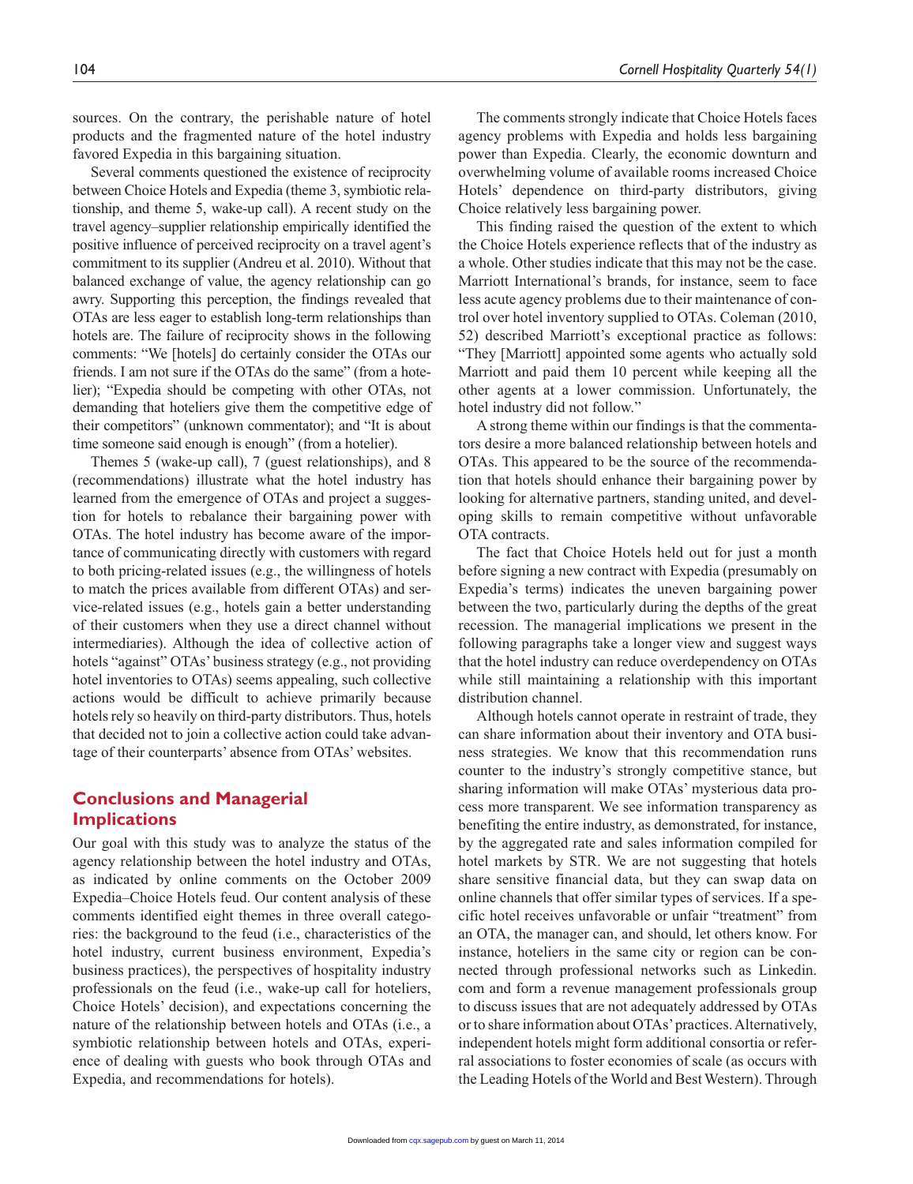sources. On the contrary, the perishable nature of hotel products and the fragmented nature of the hotel industry favored Expedia in this bargaining situation.

Several comments questioned the existence of reciprocity between Choice Hotels and Expedia (theme 3, symbiotic relationship, and theme 5, wake-up call). A recent study on the travel agency–supplier relationship empirically identified the positive influence of perceived reciprocity on a travel agent's commitment to its supplier (Andreu et al. 2010). Without that balanced exchange of value, the agency relationship can go awry. Supporting this perception, the findings revealed that OTAs are less eager to establish long-term relationships than hotels are. The failure of reciprocity shows in the following comments: "We [hotels] do certainly consider the OTAs our friends. I am not sure if the OTAs do the same" (from a hotelier); "Expedia should be competing with other OTAs, not demanding that hoteliers give them the competitive edge of their competitors" (unknown commentator); and "It is about time someone said enough is enough" (from a hotelier).

Themes 5 (wake-up call), 7 (guest relationships), and 8 (recommendations) illustrate what the hotel industry has learned from the emergence of OTAs and project a suggestion for hotels to rebalance their bargaining power with OTAs. The hotel industry has become aware of the importance of communicating directly with customers with regard to both pricing-related issues (e.g., the willingness of hotels to match the prices available from different OTAs) and service-related issues (e.g., hotels gain a better understanding of their customers when they use a direct channel without intermediaries). Although the idea of collective action of hotels "against" OTAs' business strategy (e.g., not providing hotel inventories to OTAs) seems appealing, such collective actions would be difficult to achieve primarily because hotels rely so heavily on third-party distributors. Thus, hotels that decided not to join a collective action could take advantage of their counterparts' absence from OTAs' websites.

## Conclusions and Managerial Implications

Our goal with this study was to analyze the status of the agency relationship between the hotel industry and OTAs, as indicated by online comments on the October 2009 Expedia–Choice Hotels feud. Our content analysis of these comments identified eight themes in three overall categories: the background to the feud (i.e., characteristics of the hotel industry, current business environment, Expedia's business practices), the perspectives of hospitality industry professionals on the feud (i.e., wake-up call for hoteliers, Choice Hotels' decision), and expectations concerning the nature of the relationship between hotels and OTAs (i.e., a symbiotic relationship between hotels and OTAs, experience of dealing with guests who book through OTAs and Expedia, and recommendations for hotels).

The comments strongly indicate that Choice Hotels faces agency problems with Expedia and holds less bargaining power than Expedia. Clearly, the economic downturn and overwhelming volume of available rooms increased Choice Hotels' dependence on third-party distributors, giving Choice relatively less bargaining power.

This finding raised the question of the extent to which the Choice Hotels experience reflects that of the industry as a whole. Other studies indicate that this may not be the case. Marriott International's brands, for instance, seem to face less acute agency problems due to their maintenance of control over hotel inventory supplied to OTAs. Coleman (2010, 52) described Marriott's exceptional practice as follows: "They [Marriott] appointed some agents who actually sold Marriott and paid them 10 percent while keeping all the other agents at a lower commission. Unfortunately, the hotel industry did not follow."

A strong theme within our findings is that the commentators desire a more balanced relationship between hotels and OTAs. This appeared to be the source of the recommendation that hotels should enhance their bargaining power by looking for alternative partners, standing united, and developing skills to remain competitive without unfavorable OTA contracts.

The fact that Choice Hotels held out for just a month before signing a new contract with Expedia (presumably on Expedia's terms) indicates the uneven bargaining power between the two, particularly during the depths of the great recession. The managerial implications we present in the following paragraphs take a longer view and suggest ways that the hotel industry can reduce overdependency on OTAs while still maintaining a relationship with this important distribution channel.

Although hotels cannot operate in restraint of trade, they can share information about their inventory and OTA business strategies. We know that this recommendation runs counter to the industry's strongly competitive stance, but sharing information will make OTAs' mysterious data process more transparent. We see information transparency as benefiting the entire industry, as demonstrated, for instance, by the aggregated rate and sales information compiled for hotel markets by STR. We are not suggesting that hotels share sensitive financial data, but they can swap data on online channels that offer similar types of services. If a specific hotel receives unfavorable or unfair "treatment" from an OTA, the manager can, and should, let others know. For instance, hoteliers in the same city or region can be connected through professional networks such as Linkedin.com and form a revenue management professionals group to discuss issues that are not adequately addressed by OTAs or to share information about OTAs' practices. Alternatively, independent hotels might form additional consortia or referral associations to foster economies of scale (as occurs with the Leading Hotels of the World and Best Western). Through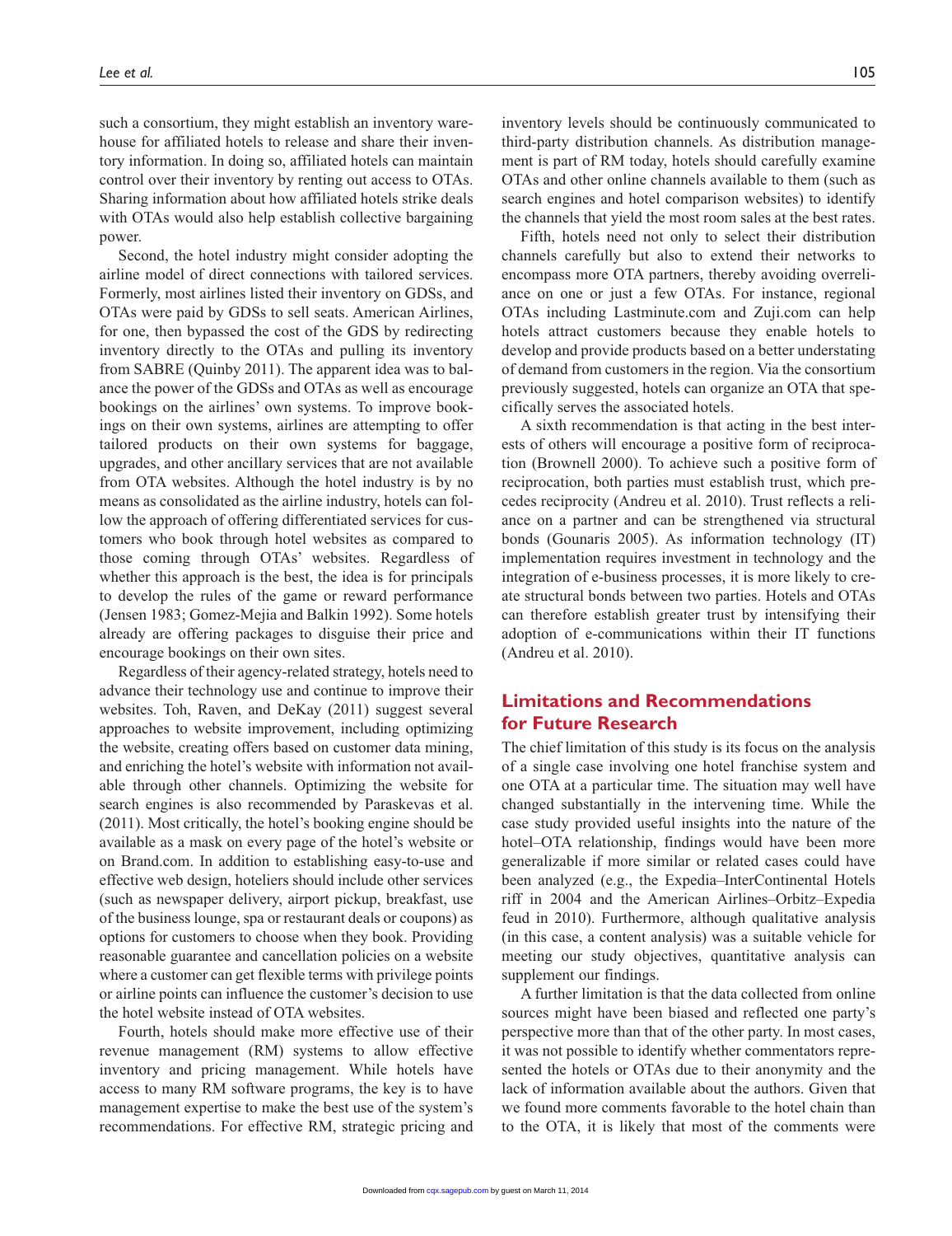such a consortium, they might establish an inventory warehouse for affiliated hotels to release and share their inventory information. In doing so, affiliated hotels can maintain control over their inventory by renting out access to OTAs. Sharing information about how affiliated hotels strike deals with OTAs would also help establish collective bargaining power.

Second, the hotel industry might consider adopting the airline model of direct connections with tailored services. Formerly, most airlines listed their inventory on GDSs, and OTAs were paid by GDSs to sell seats. American Airlines, for one, then bypassed the cost of the GDS by redirecting inventory directly to the OTAs and pulling its inventory from SABRE (Quinby 2011). The apparent idea was to balance the power of the GDSs and OTAs as well as encourage bookings on the airlines' own systems. To improve bookings on their own systems, airlines are attempting to offer tailored products on their own systems for baggage, upgrades, and other ancillary services that are not available from OTA websites. Although the hotel industry is by no means as consolidated as the airline industry, hotels can follow the approach of offering differentiated services for customers who book through hotel websites as compared to those coming through OTAs' websites. Regardless of whether this approach is the best, the idea is for principals to develop the rules of the game or reward performance (Jensen 1983; Gomez-Mejia and Balkin 1992). Some hotels already are offering packages to disguise their price and encourage bookings on their own sites.

Regardless of their agency-related strategy, hotels need to advance their technology use and continue to improve their websites. Toh, Raven, and DeKay (2011) suggest several approaches to website improvement, including optimizing the website, creating offers based on customer data mining, and enriching the hotel's website with information not available through other channels. Optimizing the website for search engines is also recommended by Paraskevas et al. (2011). Most critically, the hotel's booking engine should be available as a mask on every page of the hotel's website or on Brand.com. In addition to establishing easy-to-use and effective web design, hoteliers should include other services (such as newspaper delivery, airport pickup, breakfast, use of the business lounge, spa or restaurant deals or coupons) as options for customers to choose when they book. Providing reasonable guarantee and cancellation policies on a website where a customer can get flexible terms with privilege points or airline points can influence the customer's decision to use the hotel website instead of OTA websites.

Fourth, hotels should make more effective use of their revenue management (RM) systems to allow effective inventory and pricing management. While hotels have access to many RM software programs, the key is to have management expertise to make the best use of the system's recommendations. For effective RM, strategic pricing and inventory levels should be continuously communicated to third-party distribution channels. As distribution management is part of RM today, hotels should carefully examine OTAs and other online channels available to them (such as search engines and hotel comparison websites) to identify the channels that yield the most room sales at the best rates.

Fifth, hotels need not only to select their distribution channels carefully but also to extend their networks to encompass more OTA partners, thereby avoiding overreliance on one or just a few OTAs. For instance, regional OTAs including Lastminute.com and Zuji.com can help hotels attract customers because they enable hotels to develop and provide products based on a better understating of demand from customers in the region. Via the consortium previously suggested, hotels can organize an OTA that specifically serves the associated hotels.

A sixth recommendation is that acting in the best interests of others will encourage a positive form of reciprocation (Brownell 2000). To achieve such a positive form of reciprocation, both parties must establish trust, which precedes reciprocity (Andreu et al. 2010). Trust reflects a reliance on a partner and can be strengthened via structural bonds (Gounaris 2005). As information technology (IT) implementation requires investment in technology and the integration of e-business processes, it is more likely to create structural bonds between two parties. Hotels and OTAs can therefore establish greater trust by intensifying their adoption of e-communications within their IT functions (Andreu et al. 2010).

## Limitations and Recommendations for Future Research

The chief limitation of this study is its focus on the analysis of a single case involving one hotel franchise system and one OTA at a particular time. The situation may well have changed substantially in the intervening time. While the case study provided useful insights into the nature of the hotel–OTA relationship, findings would have been more generalizable if more similar or related cases could have been analyzed (e.g., the Expedia–InterContinental Hotels riff in 2004 and the American Airlines–Orbitz–Expedia feud in 2010). Furthermore, although qualitative analysis (in this case, a content analysis) was a suitable vehicle for meeting our study objectives, quantitative analysis can supplement our findings.

A further limitation is that the data collected from online sources might have been biased and reflected one party's perspective more than that of the other party. In most cases, it was not possible to identify whether commentators represented the hotels or OTAs due to their anonymity and the lack of information available about the authors. Given that we found more comments favorable to the hotel chain than to the OTA, it is likely that most of the comments were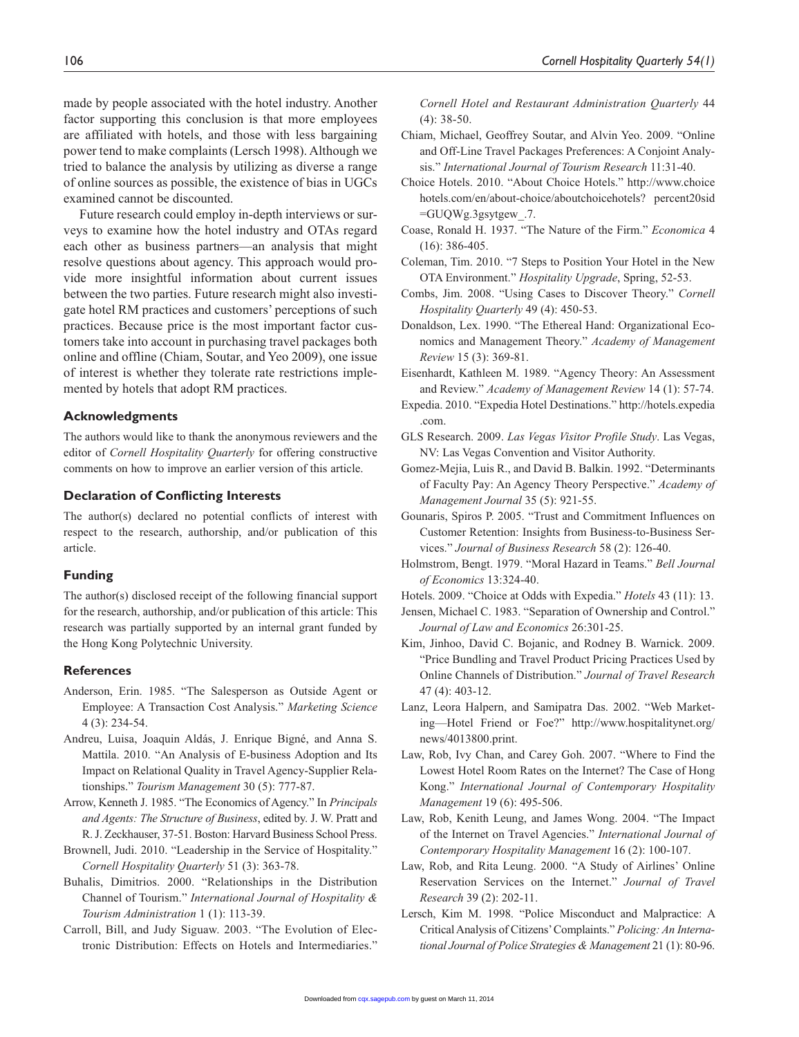made by people associated with the hotel industry. Another factor supporting this conclusion is that more employees are affiliated with hotels, and those with less bargaining power tend to make complaints (Lersch 1998). Although we tried to balance the analysis by utilizing as diverse a range of online sources as possible, the existence of bias in UGCs examined cannot be discounted.

Future research could employ in-depth interviews or surveys to examine how the hotel industry and OTAs regard each other as business partners—an analysis that might resolve questions about agency. This approach would provide more insightful information about current issues between the two parties. Future research might also investigate hotel RM practices and customers' perceptions of such practices. Because price is the most important factor customers take into account in purchasing travel packages both online and offline (Chiam, Soutar, and Yeo 2009), one issue of interest is whether they tolerate rate restrictions implemented by hotels that adopt RM practices.

### Acknowledgments

The authors would like to thank the anonymous reviewers and the editor of *Cornell Hospitality Quarterly* for offering constructive comments on how to improve an earlier version of this article.

### Declaration of Conflicting Interests

The author(s) declared no potential conflicts of interest with respect to the research, authorship, and/or publication of this article.

### Funding

The author(s) disclosed receipt of the following financial support for the research, authorship, and/or publication of this article: This research was partially supported by an internal grant funded by the Hong Kong Polytechnic University.

### References

Anderson, Erin. 1985. "The Salesperson as Outside Agent or Employee: A Transaction Cost Analysis." *Marketing Science* 4 (3): 234-54.

Andreu, Luisa, Joaquin Aldás, J. Enrique Bigné, and Anna S. Mattila. 2010. "An Analysis of E-business Adoption and Its Impact on Relational Quality in Travel Agency-Supplier Relationships." *Tourism Management* 30 (5): 777-87.

Arrow, Kenneth J. 1985. "The Economics of Agency." In *Principals and Agents: The Structure of Business*, edited by. J. W. Pratt and R. J. Zeckhauser, 37-51. Boston: Harvard Business School Press.

Brownell, Judi. 2010. "Leadership in the Service of Hospitality." *Cornell Hospitality Quarterly* 51 (3): 363-78.

Buhalis, Dimitrios. 2000. "Relationships in the Distribution Channel of Tourism." *International Journal of Hospitality & Tourism Administration* 1 (1): 113-39.

Carroll, Bill, and Judy Siguaw. 2003. "The Evolution of Electronic Distribution: Effects on Hotels and Intermediaries." *Cornell Hotel and Restaurant Administration Quarterly* 44 (4): 38-50.

Chiam, Michael, Geoffrey Soutar, and Alvin Yeo. 2009. "Online and Off-Line Travel Packages Preferences: A Conjoint Analysis." *International Journal of Tourism Research* 11:31-40.

Choice Hotels. 2010. "About Choice Hotels." http://www.choicehotels.com/en/about-choice/aboutchoicehotels? percent20sid=GUQWg.3gsytgew_.7.

Coase, Ronald H. 1937. "The Nature of the Firm." *Economica* 4 (16): 386-405.

Coleman, Tim. 2010. "7 Steps to Position Your Hotel in the New OTA Environment." *Hospitality Upgrade*, Spring, 52-53.

Combs, Jim. 2008. "Using Cases to Discover Theory." *Cornell Hospitality Quarterly* 49 (4): 450-53.

Donaldson, Lex. 1990. "The Ethereal Hand: Organizational Economics and Management Theory." *Academy of Management Review* 15 (3): 369-81.

Eisenhardt, Kathleen M. 1989. "Agency Theory: An Assessment and Review." *Academy of Management Review* 14 (1): 57-74.

Expedia. 2010. "Expedia Hotel Destinations." http://hotels.expedia.com.

GLS Research. 2009. *Las Vegas Visitor Profile Study*. Las Vegas, NV: Las Vegas Convention and Visitor Authority.

Gomez-Mejia, Luis R., and David B. Balkin. 1992. "Determinants of Faculty Pay: An Agency Theory Perspective." *Academy of Management Journal* 35 (5): 921-55.

Gounaris, Spiros P. 2005. "Trust and Commitment Influences on Customer Retention: Insights from Business-to-Business Services." *Journal of Business Research* 58 (2): 126-40.

Holmstrom, Bengt. 1979. "Moral Hazard in Teams." *Bell Journal of Economics* 13:324-40.

Hotels. 2009. "Choice at Odds with Expedia." *Hotels* 43 (11): 13.

Jensen, Michael C. 1983. "Separation of Ownership and Control." *Journal of Law and Economics* 26:301-25.

Kim, Jinhoo, David C. Bojanic, and Rodney B. Warnick. 2009. "Price Bundling and Travel Product Pricing Practices Used by Online Channels of Distribution." *Journal of Travel Research* 47 (4): 403-12.

Lanz, Leora Halpern, and Samipatra Das. 2002. "Web Marketing—Hotel Friend or Foe?" http://www.hospitalitynet.org/news/4013800.print.

Law, Rob, Ivy Chan, and Carey Goh. 2007. "Where to Find the Lowest Hotel Room Rates on the Internet? The Case of Hong Kong." *International Journal of Contemporary Hospitality Management* 19 (6): 495-506.

Law, Rob, Kenith Leung, and James Wong. 2004. "The Impact of the Internet on Travel Agencies." *International Journal of Contemporary Hospitality Management* 16 (2): 100-107.

Law, Rob, and Rita Leung. 2000. "A Study of Airlines' Online Reservation Services on the Internet." *Journal of Travel Research* 39 (2): 202-11.

Lersch, Kim M. 1998. "Police Misconduct and Malpractice: A Critical Analysis of Citizens' Complaints." *Policing: An International Journal of Police Strategies & Management* 21 (1): 80-96.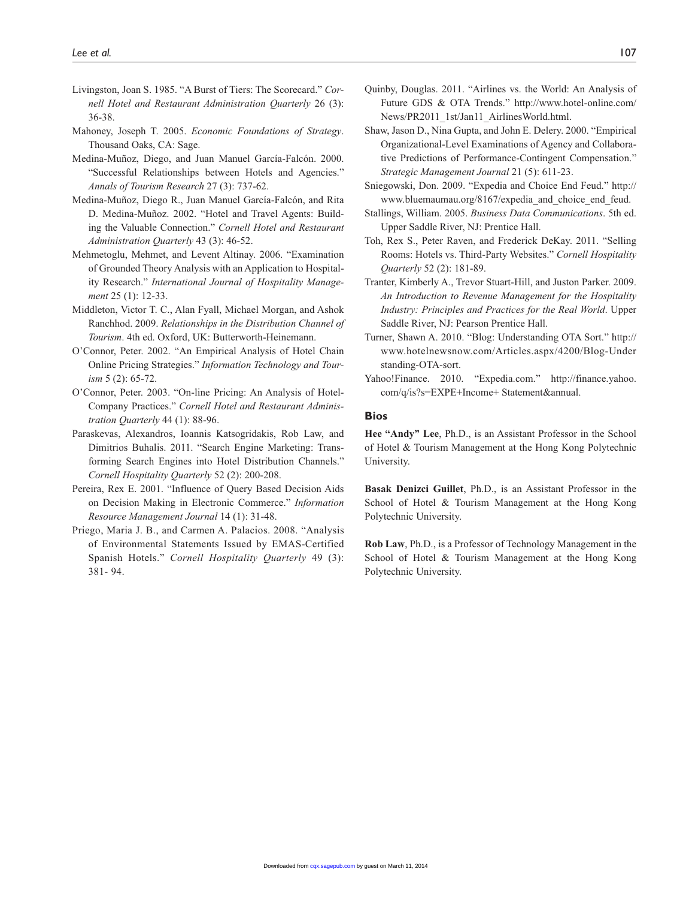Livingston, Joan S. 1985. "A Burst of Tiers: The Scorecard." *Cornell Hotel and Restaurant Administration Quarterly* 26 (3): 36-38.

Mahoney, Joseph T. 2005. *Economic Foundations of Strategy*. Thousand Oaks, CA: Sage.

Medina-Muñoz, Diego, and Juan Manuel García-Falcón. 2000. "Successful Relationships between Hotels and Agencies." *Annals of Tourism Research* 27 (3): 737-62.

Medina-Muñoz, Diego R., Juan Manuel García-Falcón, and Rita D. Medina-Muñoz. 2002. "Hotel and Travel Agents: Building the Valuable Connection." *Cornell Hotel and Restaurant Administration Quarterly* 43 (3): 46-52.

Mehmetoglu, Mehmet, and Levent Altinay. 2006. "Examination of Grounded Theory Analysis with an Application to Hospitality Research." *International Journal of Hospitality Management* 25 (1): 12-33.

Middleton, Victor T. C., Alan Fyall, Michael Morgan, and Ashok Ranchhod. 2009. *Relationships in the Distribution Channel of Tourism*. 4th ed. Oxford, UK: Butterworth-Heinemann.

O'Connor, Peter. 2002. "An Empirical Analysis of Hotel Chain Online Pricing Strategies." *Information Technology and Tourism* 5 (2): 65-72.

O'Connor, Peter. 2003. "On-line Pricing: An Analysis of Hotel-Company Practices." *Cornell Hotel and Restaurant Administration Quarterly* 44 (1): 88-96.

Paraskevas, Alexandros, Ioannis Katsogridakis, Rob Law, and Dimitrios Buhalis. 2011. "Search Engine Marketing: Transforming Search Engines into Hotel Distribution Channels." *Cornell Hospitality Quarterly* 52 (2): 200-208.

Pereira, Rex E. 2001. "Influence of Query Based Decision Aids on Decision Making in Electronic Commerce." *Information Resource Management Journal* 14 (1): 31-48.

Priego, Maria J. B., and Carmen A. Palacios. 2008. "Analysis of Environmental Statements Issued by EMAS-Certified Spanish Hotels." *Cornell Hospitality Quarterly* 49 (3): 381- 94.

Quinby, Douglas. 2011. "Airlines vs. the World: An Analysis of Future GDS & OTA Trends." http://www.hotel-online.com/News/PR2011_1st/Jan11_AirlinesWorld.html.

Shaw, Jason D., Nina Gupta, and John E. Delery. 2000. "Empirical Organizational-Level Examinations of Agency and Collaborative Predictions of Performance-Contingent Compensation." *Strategic Management Journal* 21 (5): 611-23.

Sniegowski, Don. 2009. "Expedia and Choice End Feud." http://www.bluemaumau.org/8167/expedia_and_choice_end_feud.

Stallings, William. 2005. *Business Data Communications*. 5th ed. Upper Saddle River, NJ: Prentice Hall.

Toh, Rex S., Peter Raven, and Frederick DeKay. 2011. "Selling Rooms: Hotels vs. Third-Party Websites." *Cornell Hospitality Quarterly* 52 (2): 181-89.

Tranter, Kimberly A., Trevor Stuart-Hill, and Juston Parker. 2009. *An Introduction to Revenue Management for the Hospitality Industry: Principles and Practices for the Real World*. Upper Saddle River, NJ: Pearson Prentice Hall.

Turner, Shawn A. 2010. "Blog: Understanding OTA Sort." http://www.hotelnewsnow.com/Articles.aspx/4200/Blog-Understanding-OTA-sort.

Yahoo!Finance. 2010. "Expedia.com." http://finance.yahoo.com/q/is?s=EXPE+Income+ Statement&annual.

## Bios

**Hee "Andy" Lee**, Ph.D., is an Assistant Professor in the School of Hotel & Tourism Management at the Hong Kong Polytechnic University.

**Basak Denizci Guillet**, Ph.D., is an Assistant Professor in the School of Hotel & Tourism Management at the Hong Kong Polytechnic University.

**Rob Law**, Ph.D., is a Professor of Technology Management in the School of Hotel & Tourism Management at the Hong Kong Polytechnic University.